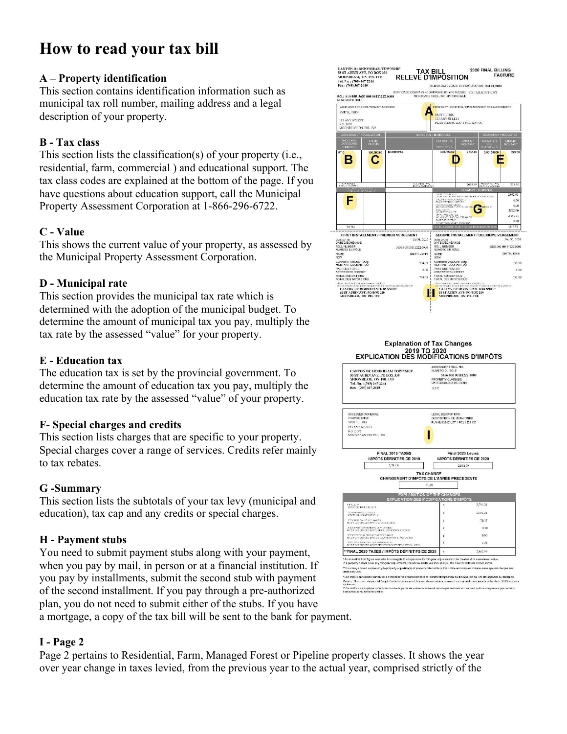# How to read your tax bill

### A – Property identification

This section contains identification information such as municipal tax roll number, mailing address and a legal description of your property.

### B - Tax class

This section lists the classification(s) of your property (i.e., residential, farm, commercial ) and educational support. The tax class codes are explained at the bottom of the page. If you have questions about education support, call the Municipal Property Assessment Corporation at 1-866-296-6722.

### C - Value

This shows the current value of your property, as assessed by the Municipal Property Assessment Corporation.

### D - Municipal rate

This section provides the municipal tax rate which is determined with the adoption of the municipal budget. To determine the amount of municipal tax you pay, multiply the tax rate by the assessed "value" for your property.

### E - Education tax

The education tax is set by the provincial government. To determine the amount of education tax you pay, multiply the education tax rate by the assessed "value" of your property.

### F- Special charges and credits

This section lists charges that are specific to your property. Special charges cover a range of services. Credits refer mainly to tax rebates.

### G -Summary

This section lists the subtotals of your tax levy (municipal and education), tax cap and any credits or special charges.

### H - Payment stubs

You need to submit payment stubs along with your payment, when you pay by mail, in person or at a financial institution. If you pay by installments, submit the second stub with payment of the second installment. If you pay through a pre-authorized plan, you do not need to submit either of the stubs. If you have a mortgage, a copy of the tax bill will be sent to the bank for payment.

### I - Page 2

Page 2 pertains to Residential, Farm, Managed Forest or Pipeline property classes. It shows the year over year change in taxes levied, from the previous year to the actual year, comprised strictly of the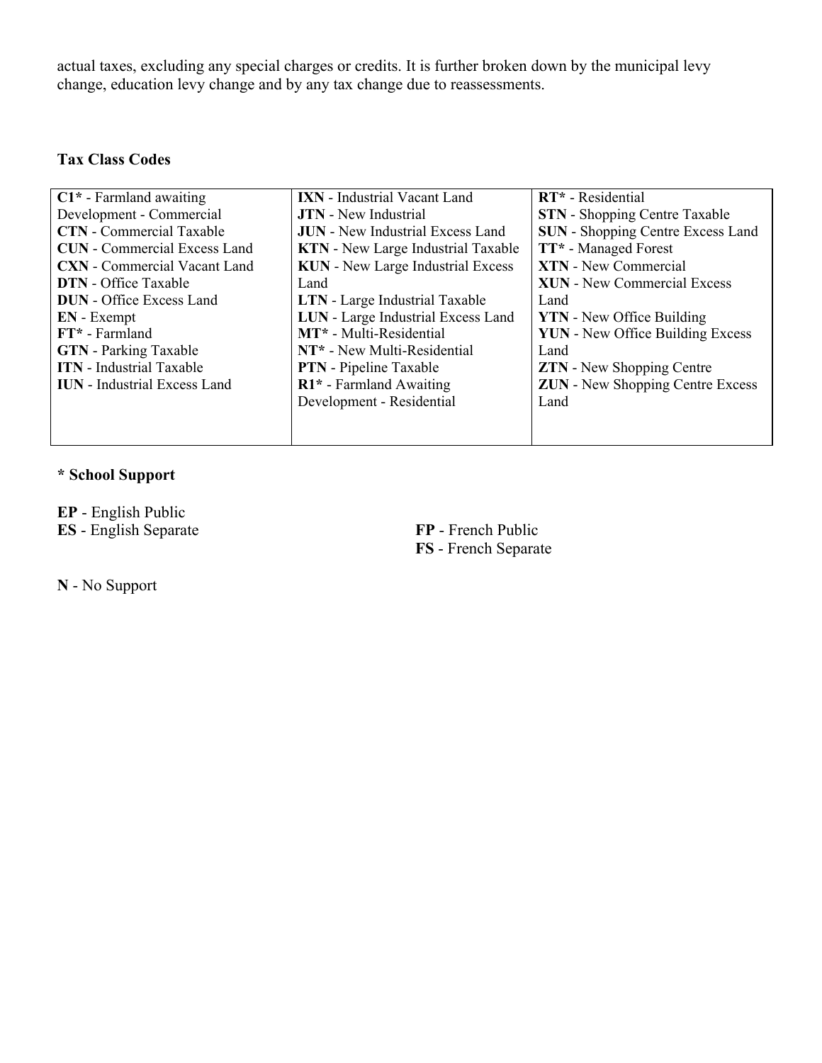actual taxes, excluding any special charges or credits. It is further broken down by the municipal levy change, education levy change and by any tax change due to reassessments.

**Tax Class Codes**

| | | |
|---|---|---|
| **C1*** - Farmland awaiting Development - Commercial<br>**CTN** - Commercial Taxable<br>**CUN** - Commercial Excess Land<br>**CXN** - Commercial Vacant Land<br>**DTN** - Office Taxable<br>**DUN** - Office Excess Land<br>**EN** - Exempt<br>**FT*** - Farmland<br>**GTN** - Parking Taxable<br>**ITN** - Industrial Taxable<br>**IUN** - Industrial Excess Land | **IXN** - Industrial Vacant Land<br>**JTN** - New Industrial<br>**JUN** - New Industrial Excess Land<br>**KTN** - New Large Industrial Taxable<br>**KUN** - New Large Industrial Excess Land<br>**LTN** - Large Industrial Taxable<br>**LUN** - Large Industrial Excess Land<br>**MT*** - Multi-Residential<br>**NT*** - New Multi-Residential<br>**PTN** - Pipeline Taxable<br>**R1*** - Farmland Awaiting Development - Residential | **RT*** - Residential<br>**STN** - Shopping Centre Taxable<br>**SUN** - Shopping Centre Excess Land<br>**TT*** - Managed Forest<br>**XTN** - New Commercial<br>**XUN** - New Commercial Excess Land<br>**YTN** - New Office Building<br>**YUN** - New Office Building Excess Land<br>**ZTN** - New Shopping Centre<br>**ZUN** - New Shopping Centre Excess Land |

**\* School Support**

**EP** - English Public
**ES** - English Separate

**FP** - French Public
**FS** - French Separate

**N** - No Support